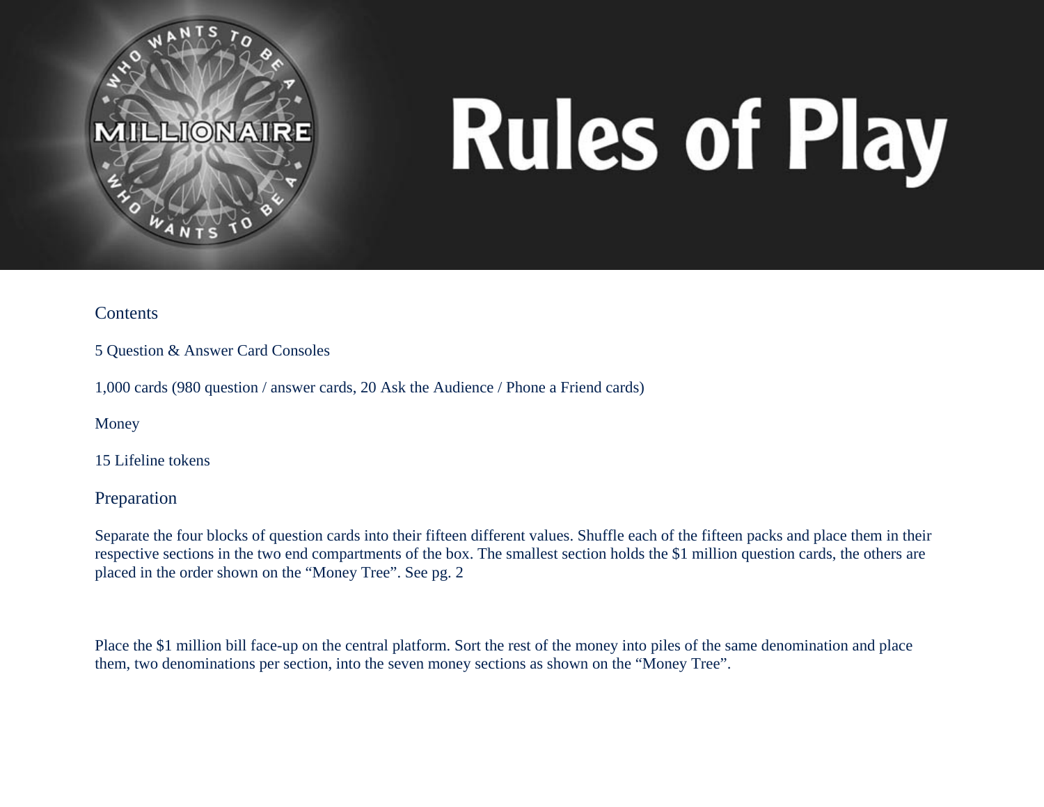# Rules of Play

## Contents

5 Question & Answer Card Consoles

1,000 cards (980 question / answer cards, 20 Ask the Audience / Phone a Friend cards)

Money

15 Lifeline tokens

## Preparation

Separate the four blocks of question cards into their fifteen different values. Shuffle each of the fifteen packs and place them in their respective sections in the two end compartments of the box. The smallest section holds the $1 million question cards, the others are placed in the order shown on the "Money Tree". See pg. 2

Place the $1 million bill face-up on the central platform. Sort the rest of the money into piles of the same denomination and place them, two denominations per section, into the seven money sections as shown on the "Money Tree".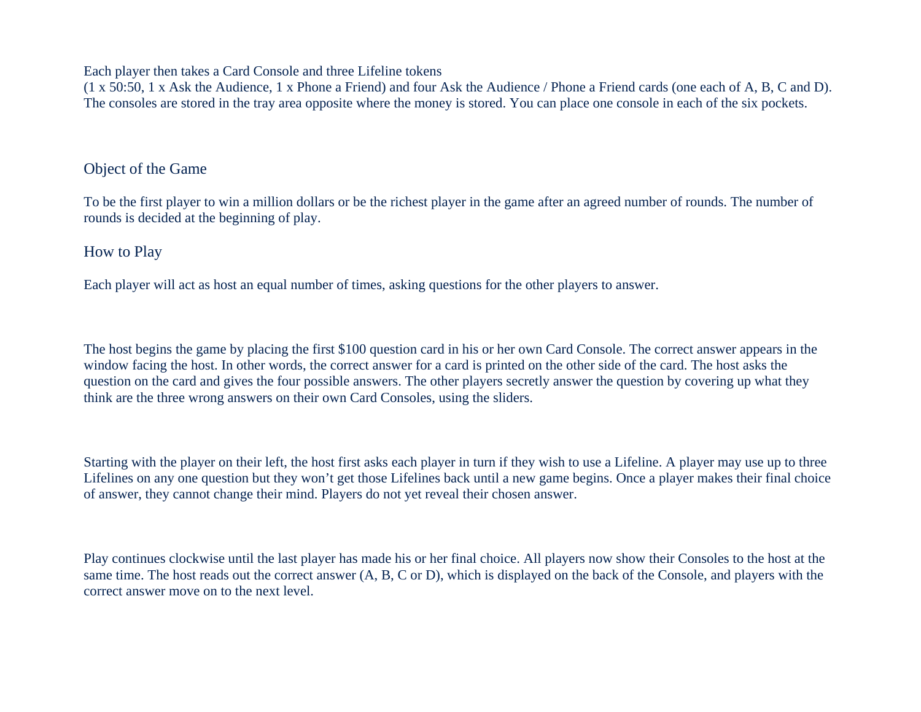Each player then takes a Card Console and three Lifeline tokens
(1 x 50:50, 1 x Ask the Audience, 1 x Phone a Friend) and four Ask the Audience / Phone a Friend cards (one each of A, B, C and D). The consoles are stored in the tray area opposite where the money is stored. You can place one console in each of the six pockets.

## Object of the Game

To be the first player to win a million dollars or be the richest player in the game after an agreed number of rounds. The number of rounds is decided at the beginning of play.

## How to Play

Each player will act as host an equal number of times, asking questions for the other players to answer.

The host begins the game by placing the first $100 question card in his or her own Card Console. The correct answer appears in the window facing the host. In other words, the correct answer for a card is printed on the other side of the card. The host asks the question on the card and gives the four possible answers. The other players secretly answer the question by covering up what they think are the three wrong answers on their own Card Consoles, using the sliders.

Starting with the player on their left, the host first asks each player in turn if they wish to use a Lifeline. A player may use up to three Lifelines on any one question but they won't get those Lifelines back until a new game begins. Once a player makes their final choice of answer, they cannot change their mind. Players do not yet reveal their chosen answer.

Play continues clockwise until the last player has made his or her final choice. All players now show their Consoles to the host at the same time. The host reads out the correct answer (A, B, C or D), which is displayed on the back of the Console, and players with the correct answer move on to the next level.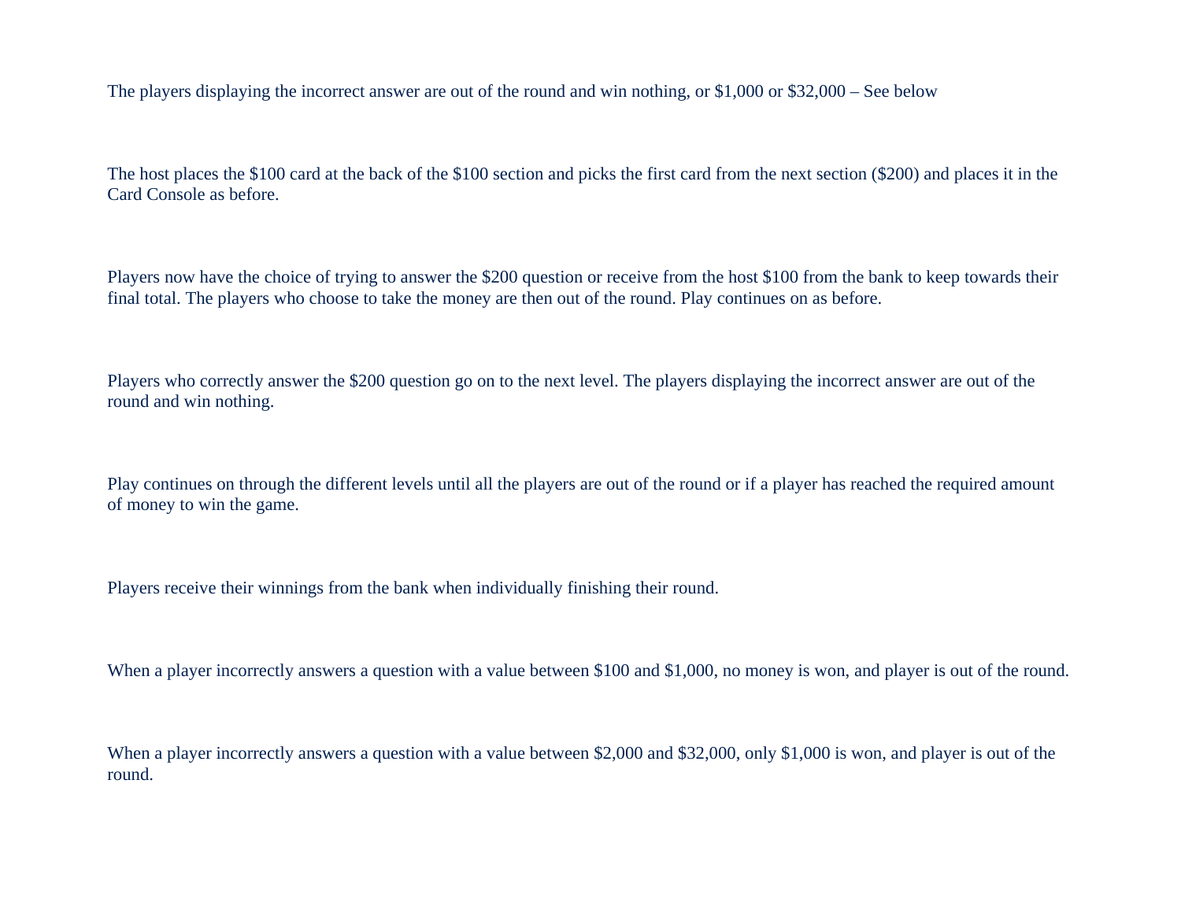The players displaying the incorrect answer are out of the round and win nothing, or $1,000 or $32,000 – See below

The host places the $100 card at the back of the $100 section and picks the first card from the next section ($200) and places it in the Card Console as before.

Players now have the choice of trying to answer the $200 question or receive from the host $100 from the bank to keep towards their final total. The players who choose to take the money are then out of the round. Play continues on as before.

Players who correctly answer the $200 question go on to the next level. The players displaying the incorrect answer are out of the round and win nothing.

Play continues on through the different levels until all the players are out of the round or if a player has reached the required amount of money to win the game.

Players receive their winnings from the bank when individually finishing their round.

When a player incorrectly answers a question with a value between $100 and $1,000, no money is won, and player is out of the round.

When a player incorrectly answers a question with a value between $2,000 and $32,000, only $1,000 is won, and player is out of the round.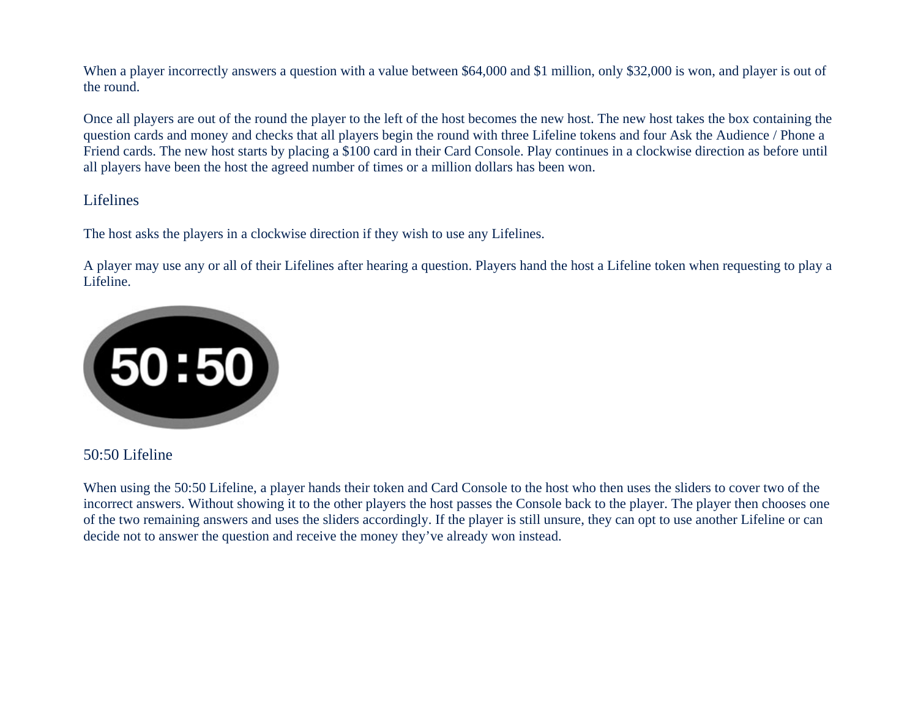When a player incorrectly answers a question with a value between $64,000 and $1 million, only $32,000 is won, and player is out of the round.

Once all players are out of the round the player to the left of the host becomes the new host. The new host takes the box containing the question cards and money and checks that all players begin the round with three Lifeline tokens and four Ask the Audience / Phone a Friend cards. The new host starts by placing a $100 card in their Card Console. Play continues in a clockwise direction as before until all players have been the host the agreed number of times or a million dollars has been won.

## Lifelines

The host asks the players in a clockwise direction if they wish to use any Lifelines.

A player may use any or all of their Lifelines after hearing a question. Players hand the host a Lifeline token when requesting to play a Lifeline.

### 50:50 Lifeline

When using the 50:50 Lifeline, a player hands their token and Card Console to the host who then uses the sliders to cover two of the incorrect answers. Without showing it to the other players the host passes the Console back to the player. The player then chooses one of the two remaining answers and uses the sliders accordingly. If the player is still unsure, they can opt to use another Lifeline or can decide not to answer the question and receive the money they've already won instead.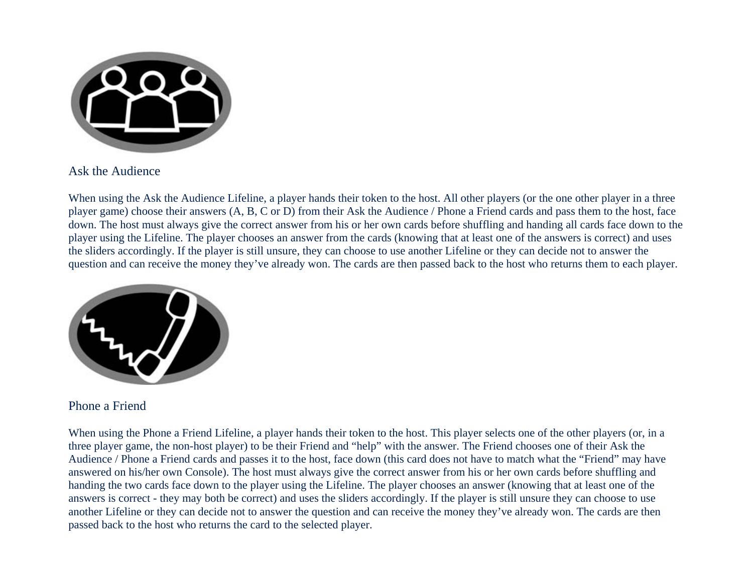## Ask the Audience

When using the Ask the Audience Lifeline, a player hands their token to the host. All other players (or the one other player in a three player game) choose their answers (A, B, C or D) from their Ask the Audience / Phone a Friend cards and pass them to the host, face down. The host must always give the correct answer from his or her own cards before shuffling and handing all cards face down to the player using the Lifeline. The player chooses an answer from the cards (knowing that at least one of the answers is correct) and uses the sliders accordingly. If the player is still unsure, they can choose to use another Lifeline or they can decide not to answer the question and can receive the money they've already won. The cards are then passed back to the host who returns them to each player.

## Phone a Friend

When using the Phone a Friend Lifeline, a player hands their token to the host. This player selects one of the other players (or, in a three player game, the non-host player) to be their Friend and "help" with the answer. The Friend chooses one of their Ask the Audience / Phone a Friend cards and passes it to the host, face down (this card does not have to match what the "Friend" may have answered on his/her own Console). The host must always give the correct answer from his or her own cards before shuffling and handing the two cards face down to the player using the Lifeline. The player chooses an answer (knowing that at least one of the answers is correct - they may both be correct) and uses the sliders accordingly. If the player is still unsure they can choose to use another Lifeline or they can decide not to answer the question and can receive the money they've already won. The cards are then passed back to the host who returns the card to the selected player.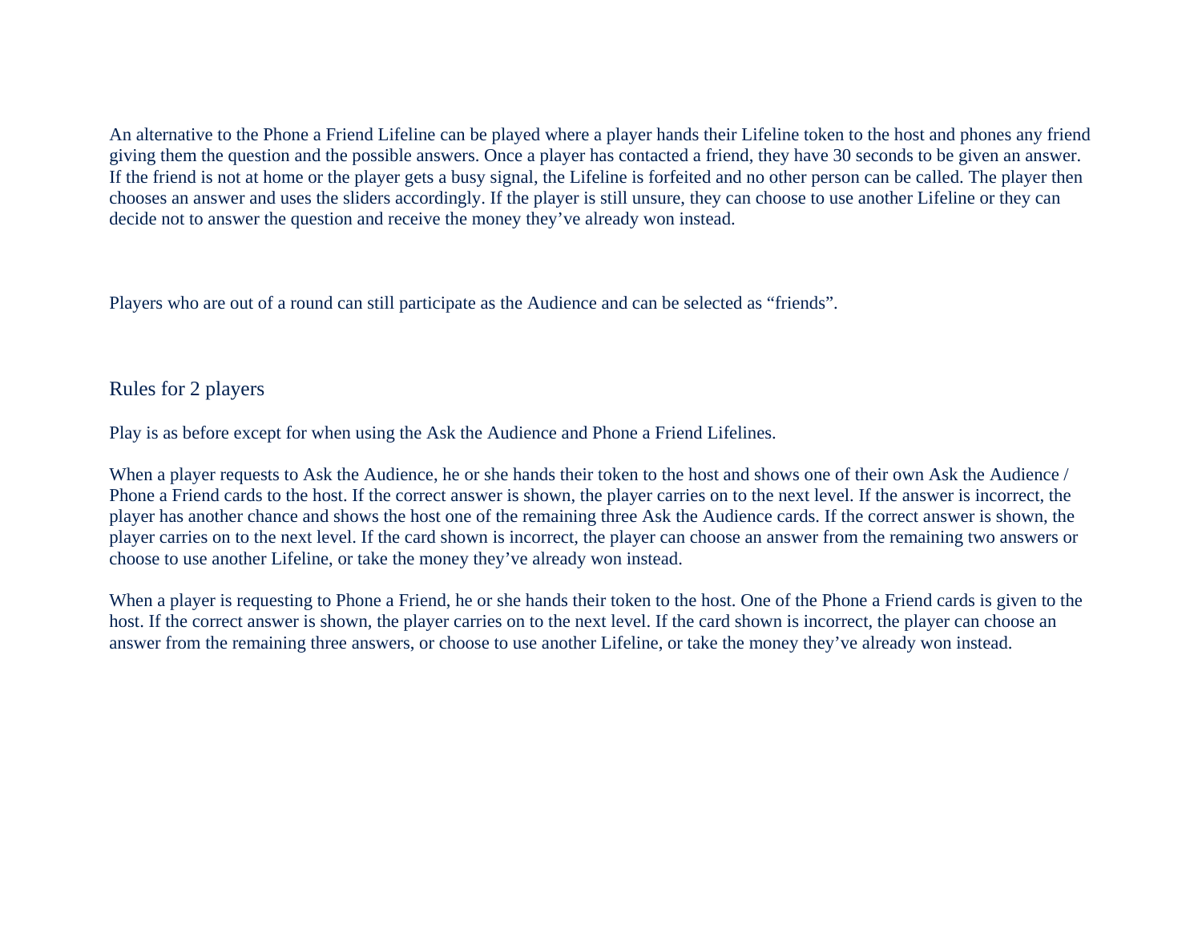An alternative to the Phone a Friend Lifeline can be played where a player hands their Lifeline token to the host and phones any friend giving them the question and the possible answers. Once a player has contacted a friend, they have 30 seconds to be given an answer. If the friend is not at home or the player gets a busy signal, the Lifeline is forfeited and no other person can be called. The player then chooses an answer and uses the sliders accordingly. If the player is still unsure, they can choose to use another Lifeline or they can decide not to answer the question and receive the money they've already won instead.

Players who are out of a round can still participate as the Audience and can be selected as "friends".

## Rules for 2 players

Play is as before except for when using the Ask the Audience and Phone a Friend Lifelines.

When a player requests to Ask the Audience, he or she hands their token to the host and shows one of their own Ask the Audience / Phone a Friend cards to the host. If the correct answer is shown, the player carries on to the next level. If the answer is incorrect, the player has another chance and shows the host one of the remaining three Ask the Audience cards. If the correct answer is shown, the player carries on to the next level. If the card shown is incorrect, the player can choose an answer from the remaining two answers or choose to use another Lifeline, or take the money they've already won instead.

When a player is requesting to Phone a Friend, he or she hands their token to the host. One of the Phone a Friend cards is given to the host. If the correct answer is shown, the player carries on to the next level. If the card shown is incorrect, the player can choose an answer from the remaining three answers, or choose to use another Lifeline, or take the money they've already won instead.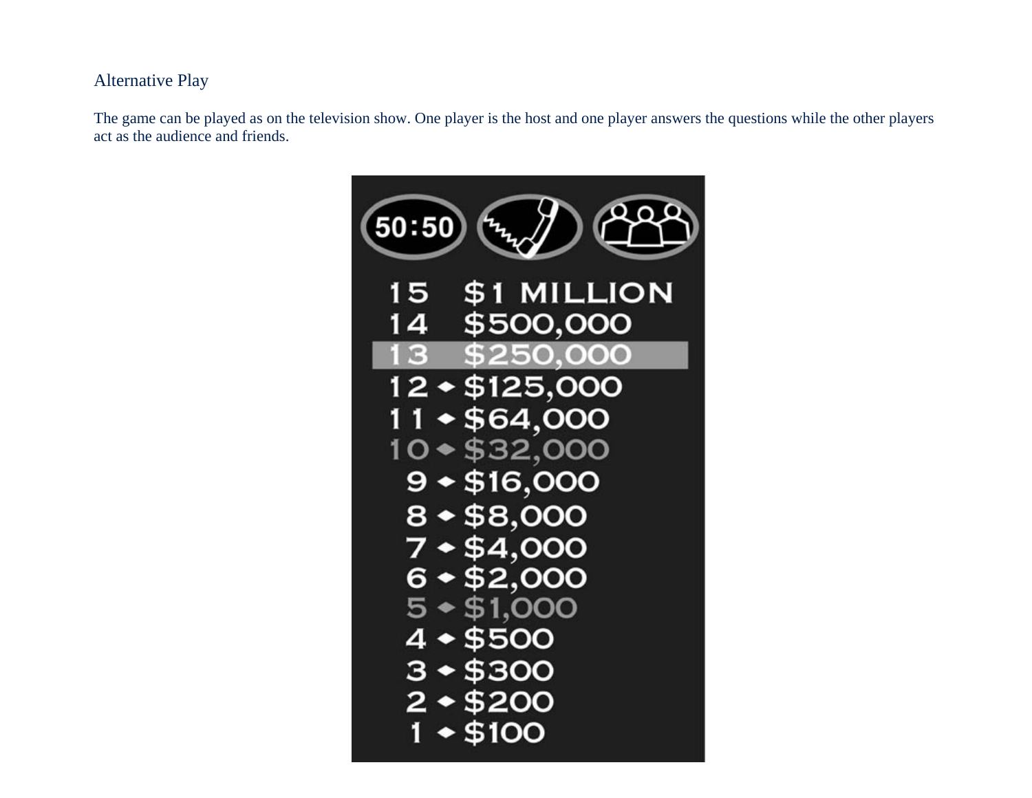## Alternative Play

The game can be played as on the television show. One player is the host and one player answers the questions while the other players act as the audience and friends.

50:50

15 $1 MILLION
14 $500,000
13 $250,000
12 ◆ $125,000
11 ◆ $64,000
10 ◆ $32,000
9 ◆ $16,000
8 ◆ $8,000
7 ◆ $4,000
6 ◆ $2,000
5 ◆ $1,000
4 ◆ $500
3 ◆ $300
2 ◆ $200
1 ◆ $100